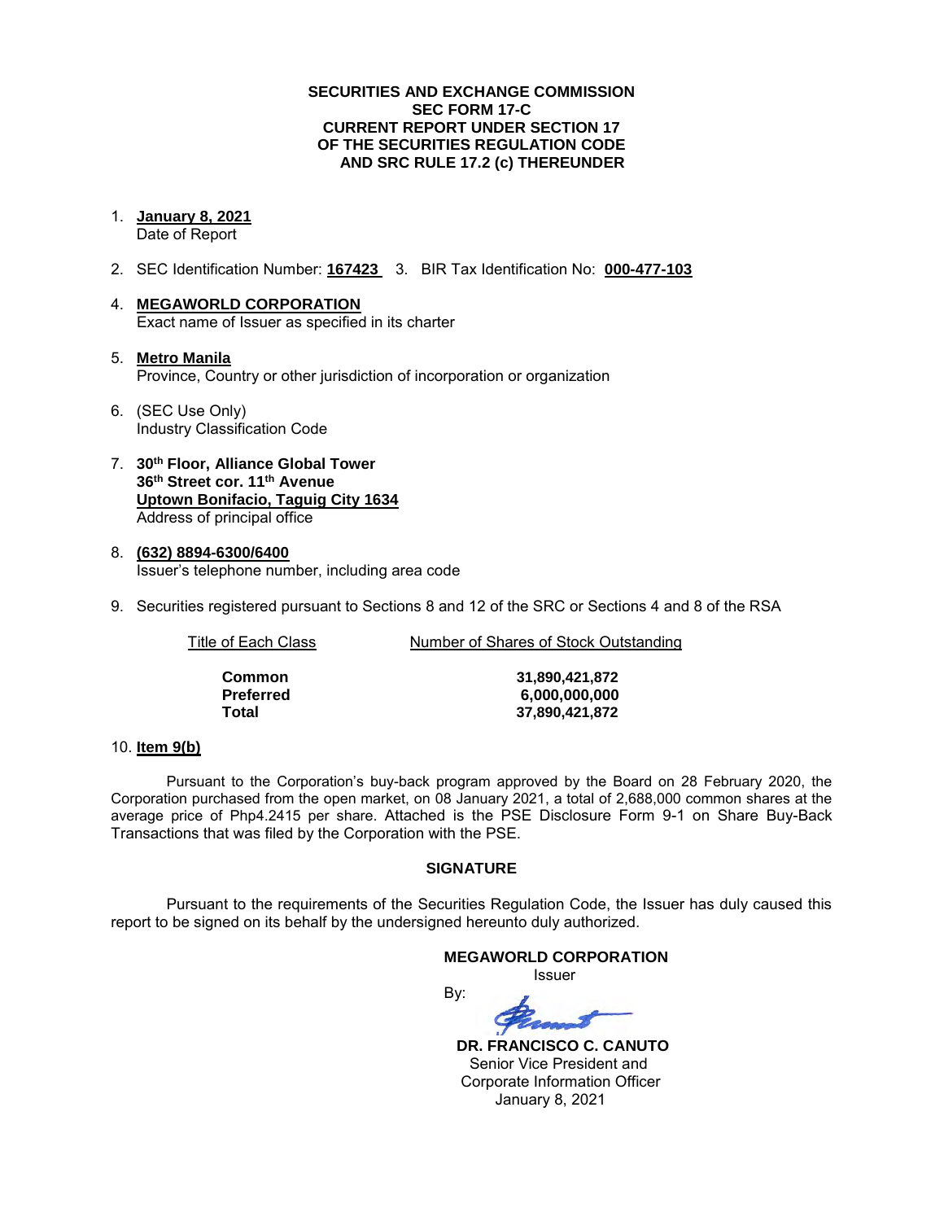**SECURITIES AND EXCHANGE COMMISSION**
**SEC FORM 17-C**
**CURRENT REPORT UNDER SECTION 17**
**OF THE SECURITIES REGULATION CODE**
**AND SRC RULE 17.2 (c) THEREUNDER**

1. **January 8, 2021**
   Date of Report

2. SEC Identification Number: **167423** 3. BIR Tax Identification No: **000-477-103**

4. **MEGAWORLD CORPORATION**
   Exact name of Issuer as specified in its charter

5. **Metro Manila**
   Province, Country or other jurisdiction of incorporation or organization

6. (SEC Use Only)
   Industry Classification Code

7. **30th Floor, Alliance Global Tower**
   **36th Street cor. 11th Avenue**
   **Uptown Bonifacio, Taguig City 1634**
   Address of principal office

8. **(632) 8894-6300/6400**
   Issuer's telephone number, including area code

9. Securities registered pursuant to Sections 8 and 12 of the SRC or Sections 4 and 8 of the RSA

| Title of Each Class | Number of Shares of Stock Outstanding |
|---|---|
| **Common** | **31,890,421,872** |
| **Preferred** | **6,000,000,000** |
| **Total** | **37,890,421,872** |

10. **Item 9(b)**

Pursuant to the Corporation's buy-back program approved by the Board on 28 February 2020, the Corporation purchased from the open market, on 08 January 2021, a total of 2,688,000 common shares at the average price of Php4.2415 per share. Attached is the PSE Disclosure Form 9-1 on Share Buy-Back Transactions that was filed by the Corporation with the PSE.

**SIGNATURE**

Pursuant to the requirements of the Securities Regulation Code, the Issuer has duly caused this report to be signed on its behalf by the undersigned hereunto duly authorized.

**MEGAWORLD CORPORATION**
Issuer

By:

**DR. FRANCISCO C. CANUTO**
Senior Vice President and
Corporate Information Officer
January 8, 2021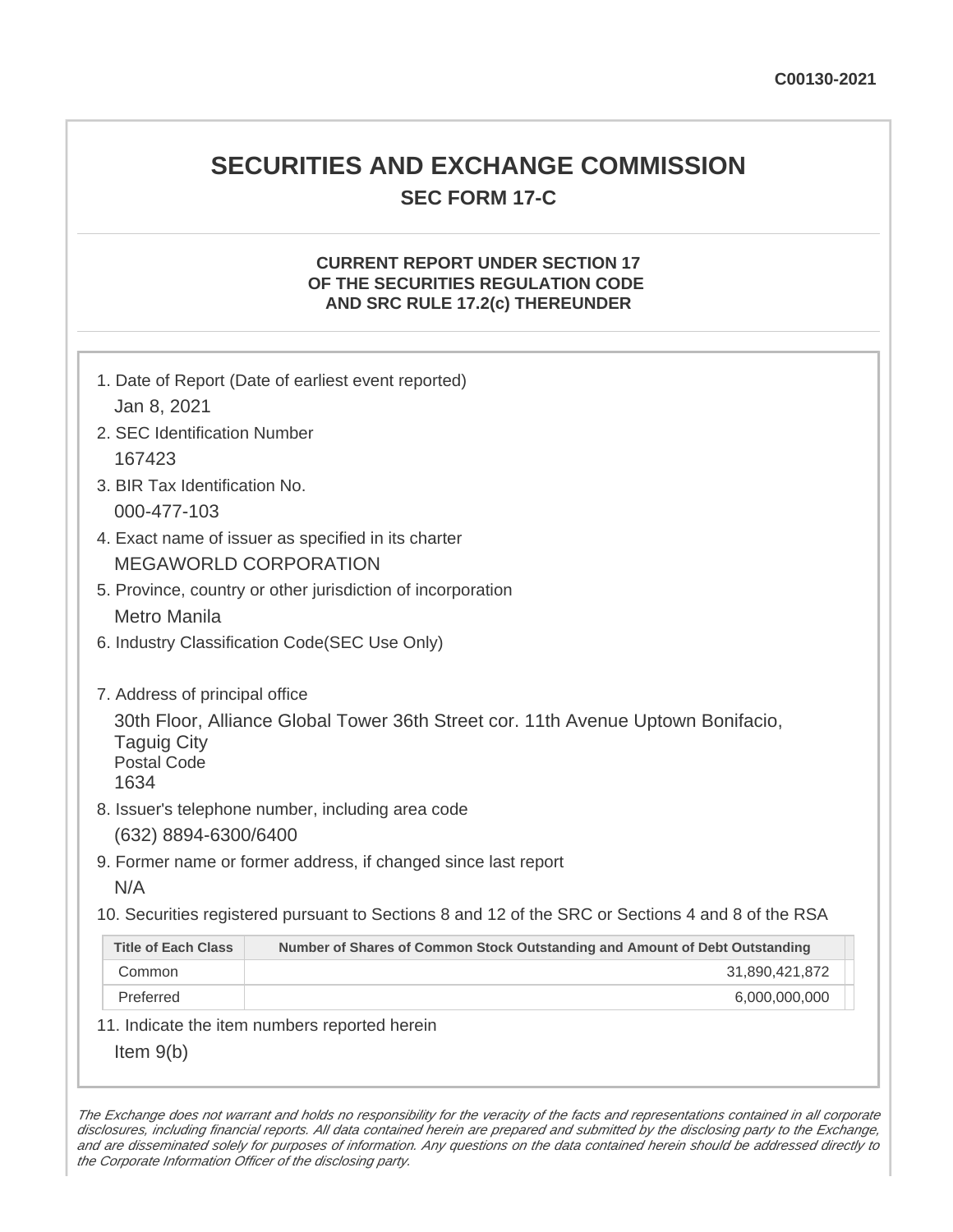C00130-2021

# SECURITIES AND EXCHANGE COMMISSION

## SEC FORM 17-C

### CURRENT REPORT UNDER SECTION 17 OF THE SECURITIES REGULATION CODE AND SRC RULE 17.2(c) THEREUNDER

1. Date of Report (Date of earliest event reported)

   Jan 8, 2021

2. SEC Identification Number

   167423

3. BIR Tax Identification No.

   000-477-103

4. Exact name of issuer as specified in its charter

   MEGAWORLD CORPORATION

5. Province, country or other jurisdiction of incorporation

   Metro Manila

6. Industry Classification Code(SEC Use Only)

7. Address of principal office

   30th Floor, Alliance Global Tower 36th Street cor. 11th Avenue Uptown Bonifacio, Taguig City
   Postal Code
   1634

8. Issuer's telephone number, including area code

   (632) 8894-6300/6400

9. Former name or former address, if changed since last report

   N/A

10. Securities registered pursuant to Sections 8 and 12 of the SRC or Sections 4 and 8 of the RSA

| Title of Each Class | Number of Shares of Common Stock Outstanding and Amount of Debt Outstanding |
|---|---|
| Common | 31,890,421,872 |
| Preferred | 6,000,000,000 |

11. Indicate the item numbers reported herein

   Item 9(b)

*The Exchange does not warrant and holds no responsibility for the veracity of the facts and representations contained in all corporate disclosures, including financial reports. All data contained herein are prepared and submitted by the disclosing party to the Exchange, and are disseminated solely for purposes of information. Any questions on the data contained herein should be addressed directly to the Corporate Information Officer of the disclosing party.*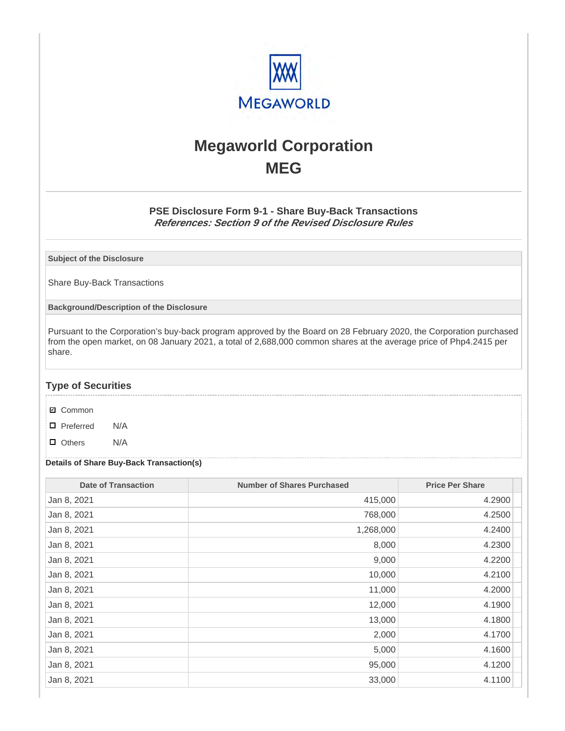# Megaworld Corporation
# MEG

### PSE Disclosure Form 9-1 - Share Buy-Back Transactions
***References: Section 9 of the Revised Disclosure Rules***

**Subject of the Disclosure**

Share Buy-Back Transactions

**Background/Description of the Disclosure**

Pursuant to the Corporation's buy-back program approved by the Board on 28 February 2020, the Corporation purchased from the open market, on 08 January 2021, a total of 2,688,000 common shares at the average price of Php4.2415 per share.

## Type of Securities

- ☑ Common
- ☐ Preferred N/A
- ☐ Others N/A

**Details of Share Buy-Back Transaction(s)**

| Date of Transaction | Number of Shares Purchased | Price Per Share |
|---|---|---|
| Jan 8, 2021 | 415,000 | 4.2900 |
| Jan 8, 2021 | 768,000 | 4.2500 |
| Jan 8, 2021 | 1,268,000 | 4.2400 |
| Jan 8, 2021 | 8,000 | 4.2300 |
| Jan 8, 2021 | 9,000 | 4.2200 |
| Jan 8, 2021 | 10,000 | 4.2100 |
| Jan 8, 2021 | 11,000 | 4.2000 |
| Jan 8, 2021 | 12,000 | 4.1900 |
| Jan 8, 2021 | 13,000 | 4.1800 |
| Jan 8, 2021 | 2,000 | 4.1700 |
| Jan 8, 2021 | 5,000 | 4.1600 |
| Jan 8, 2021 | 95,000 | 4.1200 |
| Jan 8, 2021 | 33,000 | 4.1100 |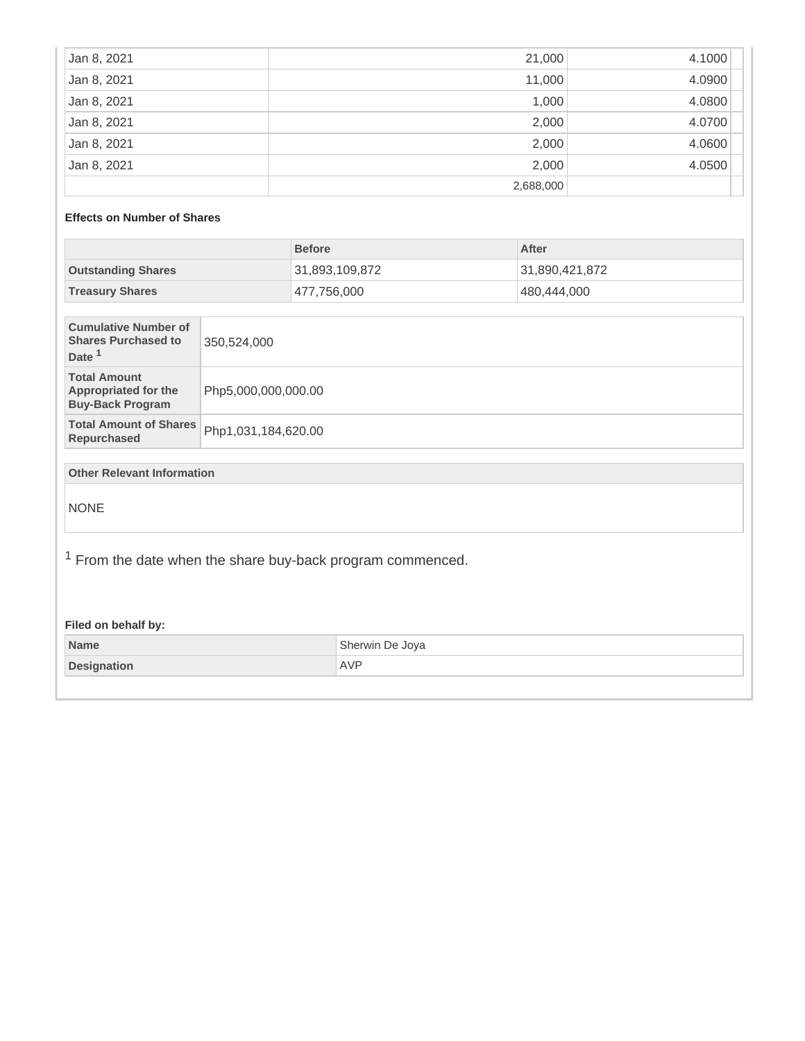| | | | |
|---|---|---|---|
| Jan 8, 2021 | 21,000 | 4.1000 | |
| Jan 8, 2021 | 11,000 | 4.0900 | |
| Jan 8, 2021 | 1,000 | 4.0800 | |
| Jan 8, 2021 | 2,000 | 4.0700 | |
| Jan 8, 2021 | 2,000 | 4.0600 | |
| Jan 8, 2021 | 2,000 | 4.0500 | |
| | 2,688,000 | | |

**Effects on Number of Shares**

| | Before | After |
|---|---|---|
| **Outstanding Shares** | 31,893,109,872 | 31,890,421,872 |
| **Treasury Shares** | 477,756,000 | 480,444,000 |

| | |
|---|---|
| **Cumulative Number of Shares Purchased to Date** [1] | 350,524,000 |
| **Total Amount Appropriated for the Buy-Back Program** | Php5,000,000,000.00 |
| **Total Amount of Shares Repurchased** | Php1,031,184,620.00 |

| Other Relevant Information |
|---|
| NONE |

[1] From the date when the share buy-back program commenced.

**Filed on behalf by:**

| | |
|---|---|
| **Name** | Sherwin De Joya |
| **Designation** | AVP |